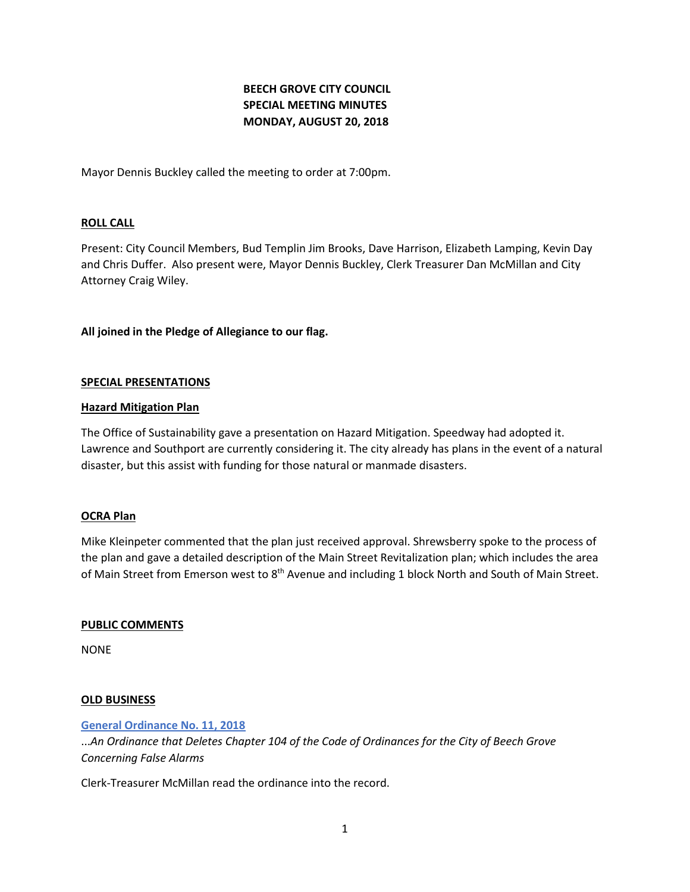**BEECH GROVE CITY COUNCIL**
**SPECIAL MEETING MINUTES**
**MONDAY, AUGUST 20, 2018**

Mayor Dennis Buckley called the meeting to order at 7:00pm.

**ROLL CALL**

Present: City Council Members, Bud Templin Jim Brooks, Dave Harrison, Elizabeth Lamping, Kevin Day and Chris Duffer. Also present were, Mayor Dennis Buckley, Clerk Treasurer Dan McMillan and City Attorney Craig Wiley.

**All joined in the Pledge of Allegiance to our flag.**

**SPECIAL PRESENTATIONS**

**Hazard Mitigation Plan**

The Office of Sustainability gave a presentation on Hazard Mitigation. Speedway had adopted it. Lawrence and Southport are currently considering it. The city already has plans in the event of a natural disaster, but this assist with funding for those natural or manmade disasters.

**OCRA Plan**

Mike Kleinpeter commented that the plan just received approval. Shrewsberry spoke to the process of the plan and gave a detailed description of the Main Street Revitalization plan; which includes the area of Main Street from Emerson west to 8th Avenue and including 1 block North and South of Main Street.

**PUBLIC COMMENTS**

NONE

**OLD BUSINESS**

**General Ordinance No. 11, 2018**

*...An Ordinance that Deletes Chapter 104 of the Code of Ordinances for the City of Beech Grove Concerning False Alarms*

Clerk-Treasurer McMillan read the ordinance into the record.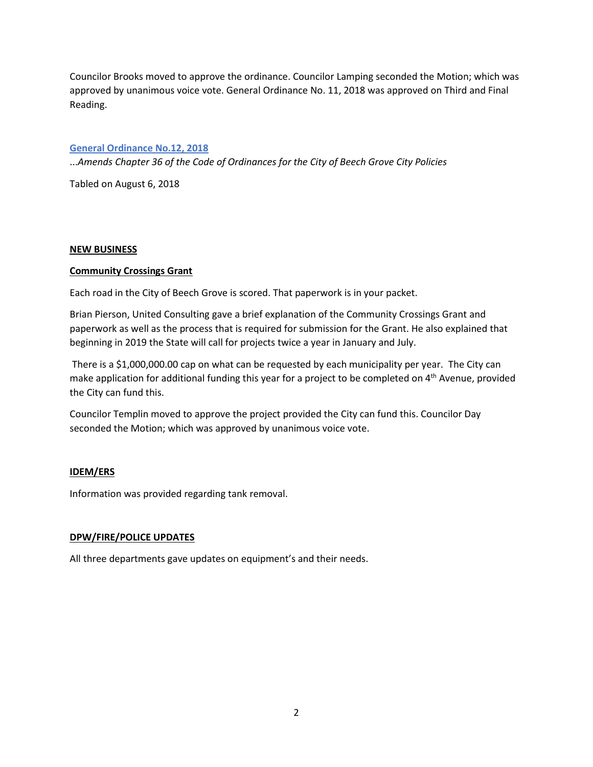Councilor Brooks moved to approve the ordinance. Councilor Lamping seconded the Motion; which was approved by unanimous voice vote. General Ordinance No. 11, 2018 was approved on Third and Final Reading.

**General Ordinance No.12, 2018**

*...Amends Chapter 36 of the Code of Ordinances for the City of Beech Grove City Policies*

Tabled on August 6, 2018

**NEW BUSINESS**

**Community Crossings Grant**

Each road in the City of Beech Grove is scored. That paperwork is in your packet.

Brian Pierson, United Consulting gave a brief explanation of the Community Crossings Grant and paperwork as well as the process that is required for submission for the Grant. He also explained that beginning in 2019 the State will call for projects twice a year in January and July.

There is a $1,000,000.00 cap on what can be requested by each municipality per year. The City can make application for additional funding this year for a project to be completed on 4th Avenue, provided the City can fund this.

Councilor Templin moved to approve the project provided the City can fund this. Councilor Day seconded the Motion; which was approved by unanimous voice vote.

**IDEM/ERS**

Information was provided regarding tank removal.

**DPW/FIRE/POLICE UPDATES**

All three departments gave updates on equipment's and their needs.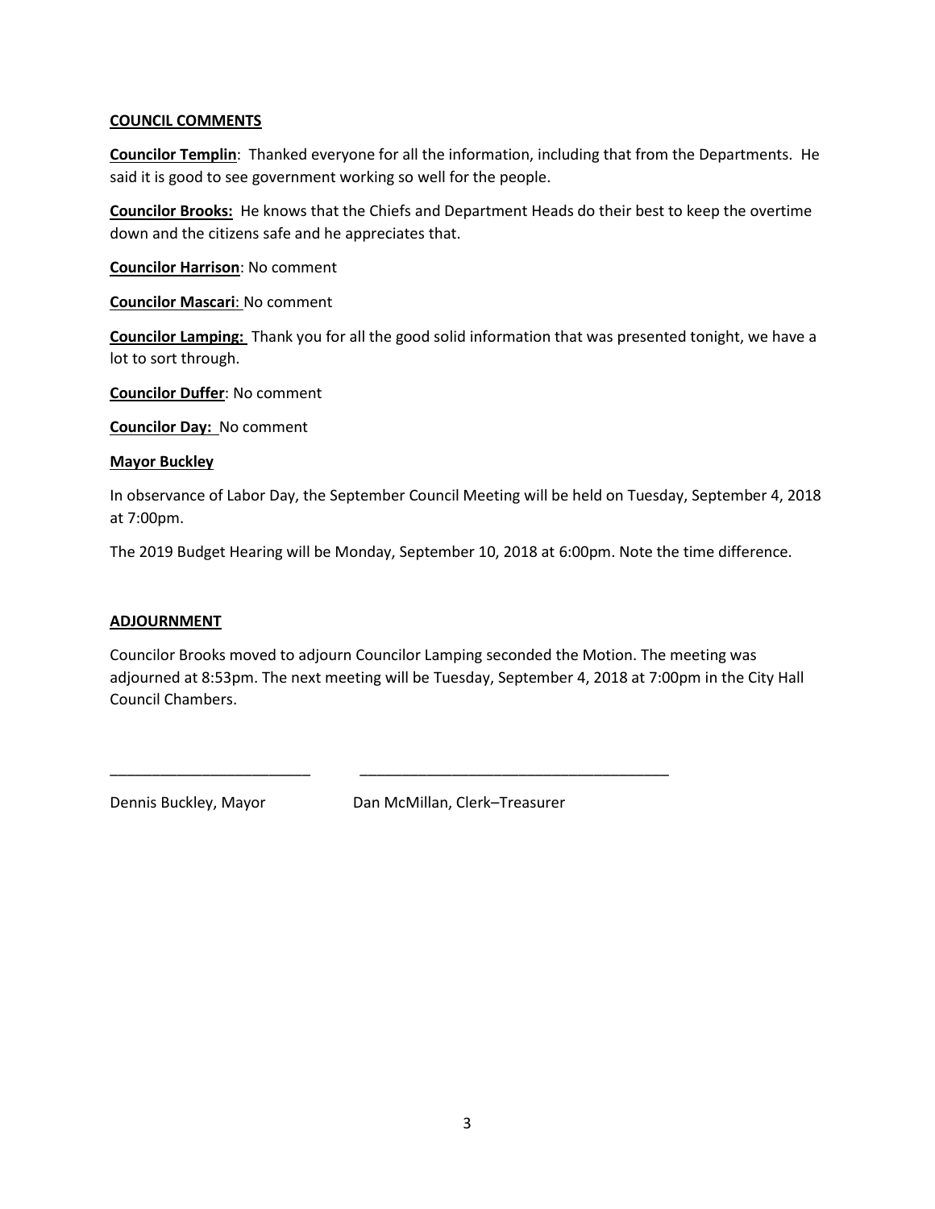**COUNCIL COMMENTS**

**Councilor Templin**: Thanked everyone for all the information, including that from the Departments. He said it is good to see government working so well for the people.

**Councilor Brooks:** He knows that the Chiefs and Department Heads do their best to keep the overtime down and the citizens safe and he appreciates that.

**Councilor Harrison**: No comment

**Councilor Mascari**: No comment

**Councilor Lamping:** Thank you for all the good solid information that was presented tonight, we have a lot to sort through.

**Councilor Duffer**: No comment

**Councilor Day:** No comment

**Mayor Buckley**

In observance of Labor Day, the September Council Meeting will be held on Tuesday, September 4, 2018 at 7:00pm.

The 2019 Budget Hearing will be Monday, September 10, 2018 at 6:00pm. Note the time difference.

**ADJOURNMENT**

Councilor Brooks moved to adjourn Councilor Lamping seconded the Motion. The meeting was adjourned at 8:53pm. The next meeting will be Tuesday, September 4, 2018 at 7:00pm in the City Hall Council Chambers.

________________________ ______________________________________

Dennis Buckley, Mayor Dan McMillan, Clerk–Treasurer